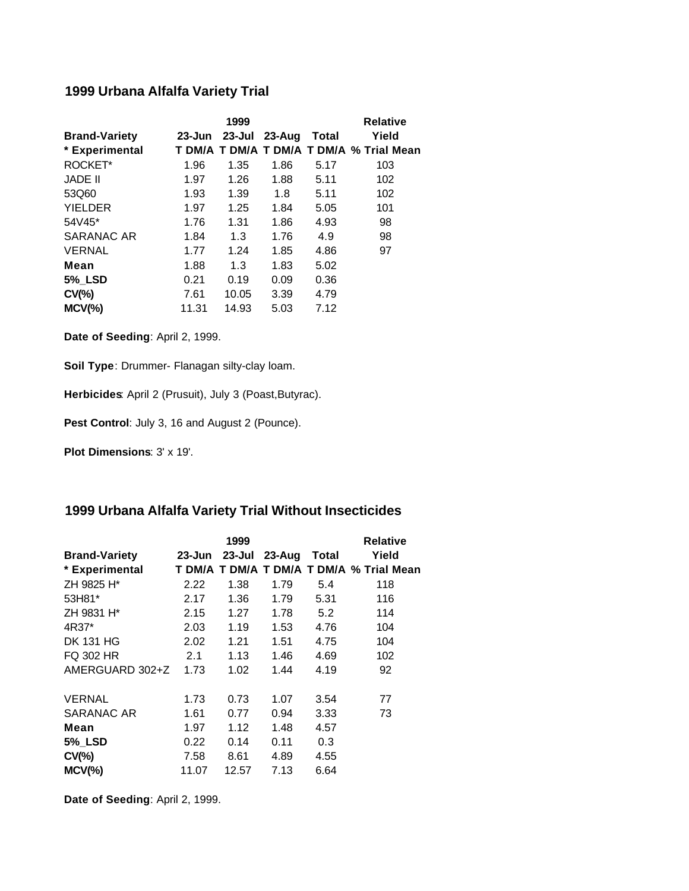## 1999 Urbana Alfalfa Variety Trial

| Brand-Variety | 1999 | | | | Relative |
|---|---|---|---|---|---|
| | 23-Jun | 23-Jul | 23-Aug | Total | Yield |
| * Experimental | T DM/A | T DM/A | T DM/A | T DM/A | % Trial Mean |
| ROCKET* | 1.96 | 1.35 | 1.86 | 5.17 | 103 |
| JADE II | 1.97 | 1.26 | 1.88 | 5.11 | 102 |
| 53Q60 | 1.93 | 1.39 | 1.8 | 5.11 | 102 |
| YIELDER | 1.97 | 1.25 | 1.84 | 5.05 | 101 |
| 54V45* | 1.76 | 1.31 | 1.86 | 4.93 | 98 |
| SARANAC AR | 1.84 | 1.3 | 1.76 | 4.9 | 98 |
| VERNAL | 1.77 | 1.24 | 1.85 | 4.86 | 97 |
| **Mean** | 1.88 | 1.3 | 1.83 | 5.02 | |
| **5%_LSD** | 0.21 | 0.19 | 0.09 | 0.36 | |
| **CV(%)** | 7.61 | 10.05 | 3.39 | 4.79 | |
| **MCV(%)** | 11.31 | 14.93 | 5.03 | 7.12 | |

**Date of Seeding**: April 2, 1999.

**Soil Type**: Drummer- Flanagan silty-clay loam.

**Herbicides**: April 2 (Prusuit), July 3 (Poast,Butyrac).

**Pest Control**: July 3, 16 and August 2 (Pounce).

**Plot Dimensions**: 3' x 19'.

## 1999 Urbana Alfalfa Variety Trial Without Insecticides

| Brand-Variety | 1999 | | | | Relative |
|---|---|---|---|---|---|
| | 23-Jun | 23-Jul | 23-Aug | Total | Yield |
| * Experimental | T DM/A | T DM/A | T DM/A | T DM/A | % Trial Mean |
| ZH 9825 H* | 2.22 | 1.38 | 1.79 | 5.4 | 118 |
| 53H81* | 2.17 | 1.36 | 1.79 | 5.31 | 116 |
| ZH 9831 H* | 2.15 | 1.27 | 1.78 | 5.2 | 114 |
| 4R37* | 2.03 | 1.19 | 1.53 | 4.76 | 104 |
| DK 131 HG | 2.02 | 1.21 | 1.51 | 4.75 | 104 |
| FQ 302 HR | 2.1 | 1.13 | 1.46 | 4.69 | 102 |
| AMERGUARD 302+Z | 1.73 | 1.02 | 1.44 | 4.19 | 92 |
| | | | | | |
| VERNAL | 1.73 | 0.73 | 1.07 | 3.54 | 77 |
| SARANAC AR | 1.61 | 0.77 | 0.94 | 3.33 | 73 |
| **Mean** | 1.97 | 1.12 | 1.48 | 4.57 | |
| **5%_LSD** | 0.22 | 0.14 | 0.11 | 0.3 | |
| **CV(%)** | 7.58 | 8.61 | 4.89 | 4.55 | |
| **MCV(%)** | 11.07 | 12.57 | 7.13 | 6.64 | |

**Date of Seeding**: April 2, 1999.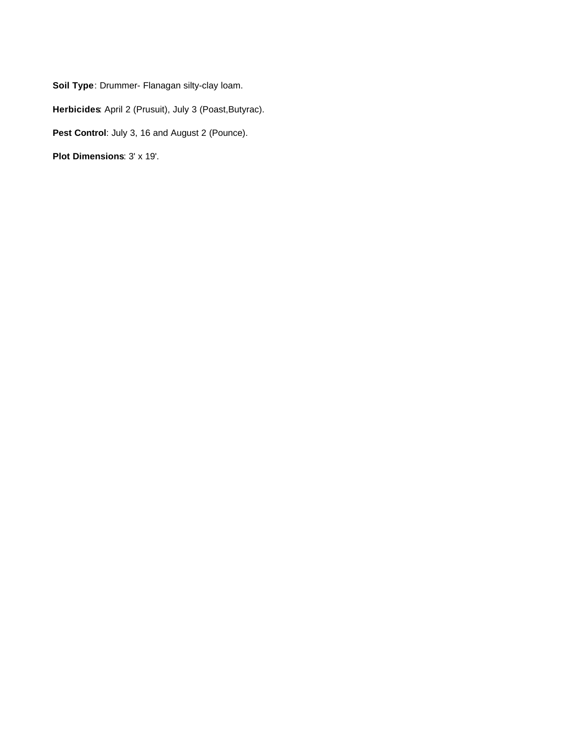**Soil Type**: Drummer- Flanagan silty-clay loam.

**Herbicides**: April 2 (Prusuit), July 3 (Poast,Butyrac).

**Pest Control**: July 3, 16 and August 2 (Pounce).

**Plot Dimensions**: 3' x 19'.